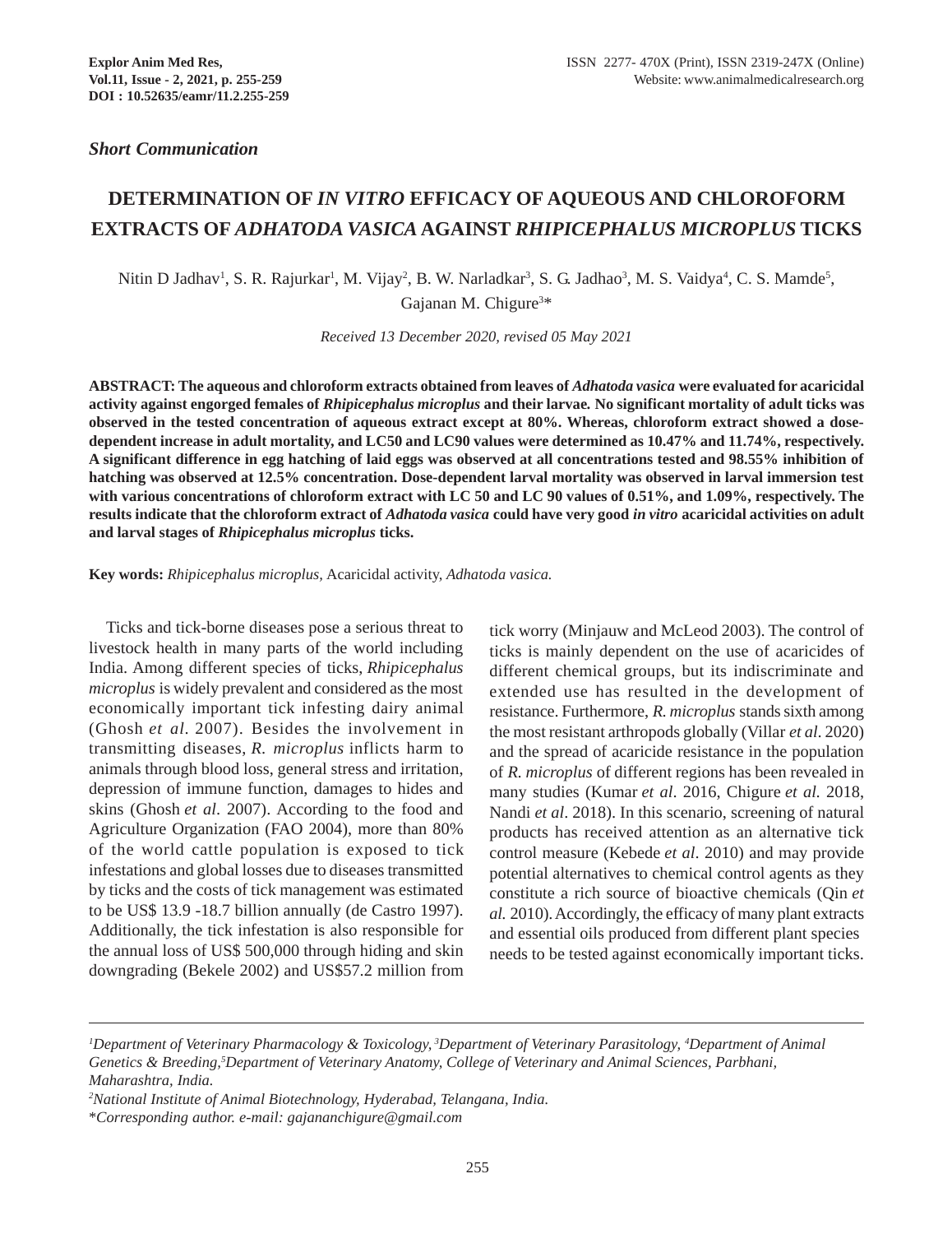*Short Communication*

# DETERMINATION OF *IN VITRO* EFFICACY OF AQUEOUS AND CHLOROFORM EXTRACTS OF *ADHATODA VASICA* AGAINST *RHIPICEPHALUS MICROPLUS* TICKS

Nitin D Jadhav[1], S. R. Rajurkar[1], M. Vijay[2], B. W. Narladkar[3], S. G. Jadhao[3], M. S. Vaidya[4], C. S. Mamde[5], Gajanan M. Chigure[3]*

*Received 13 December 2020, revised 05 May 2021*

**ABSTRACT: The aqueous and chloroform extracts obtained from leaves of *Adhatoda vasica* were evaluated for acaricidal activity against engorged females of *Rhipicephalus microplus* and their larvae. No significant mortality of adult ticks was observed in the tested concentration of aqueous extract except at 80%. Whereas, chloroform extract showed a dose-dependent increase in adult mortality, and LC50 and LC90 values were determined as 10.47% and 11.74%, respectively. A significant difference in egg hatching of laid eggs was observed at all concentrations tested and 98.55% inhibition of hatching was observed at 12.5% concentration. Dose-dependent larval mortality was observed in larval immersion test with various concentrations of chloroform extract with LC 50 and LC 90 values of 0.51%, and 1.09%, respectively. The results indicate that the chloroform extract of *Adhatoda vasica* could have very good *in vitro* acaricidal activities on adult and larval stages of *Rhipicephalus microplus* ticks.**

**Key words:** *Rhipicephalus microplus,* Acaricidal activity, *Adhatoda vasica.*

Ticks and tick-borne diseases pose a serious threat to livestock health in many parts of the world including India. Among different species of ticks, *Rhipicephalus microplus* is widely prevalent and considered as the most economically important tick infesting dairy animal (Ghosh *et al*. 2007). Besides the involvement in transmitting diseases, *R. microplus* inflicts harm to animals through blood loss, general stress and irritation, depression of immune function, damages to hides and skins (Ghosh *et al*. 2007). According to the food and Agriculture Organization (FAO 2004), more than 80% of the world cattle population is exposed to tick infestations and global losses due to diseases transmitted by ticks and the costs of tick management was estimated to be US$ 13.9 -18.7 billion annually (de Castro 1997). Additionally, the tick infestation is also responsible for the annual loss of US$ 500,000 through hiding and skin downgrading (Bekele 2002) and US$57.2 million from tick worry (Minjauw and McLeod 2003). The control of ticks is mainly dependent on the use of acaricides of different chemical groups, but its indiscriminate and extended use has resulted in the development of resistance. Furthermore, *R. microplus* stands sixth among the most resistant arthropods globally (Villar *et al*. 2020) and the spread of acaricide resistance in the population of *R. microplus* of different regions has been revealed in many studies (Kumar *et al*. 2016, Chigure *et al.* 2018, Nandi *et al*. 2018). In this scenario, screening of natural products has received attention as an alternative tick control measure (Kebede *et al*. 2010) and may provide potential alternatives to chemical control agents as they constitute a rich source of bioactive chemicals (Qin *et al.* 2010). Accordingly, the efficacy of many plant extracts and essential oils produced from different plant species needs to be tested against economically important ticks.

---

*[1]Department of Veterinary Pharmacology & Toxicology, [3]Department of Veterinary Parasitology, [4]Department of Animal Genetics & Breeding,[5]Department of Veterinary Anatomy, College of Veterinary and Animal Sciences, Parbhani, Maharashtra, India.*

*[2]National Institute of Animal Biotechnology, Hyderabad, Telangana, India.*

**Corresponding author. e-mail: gajananchigure@gmail.com*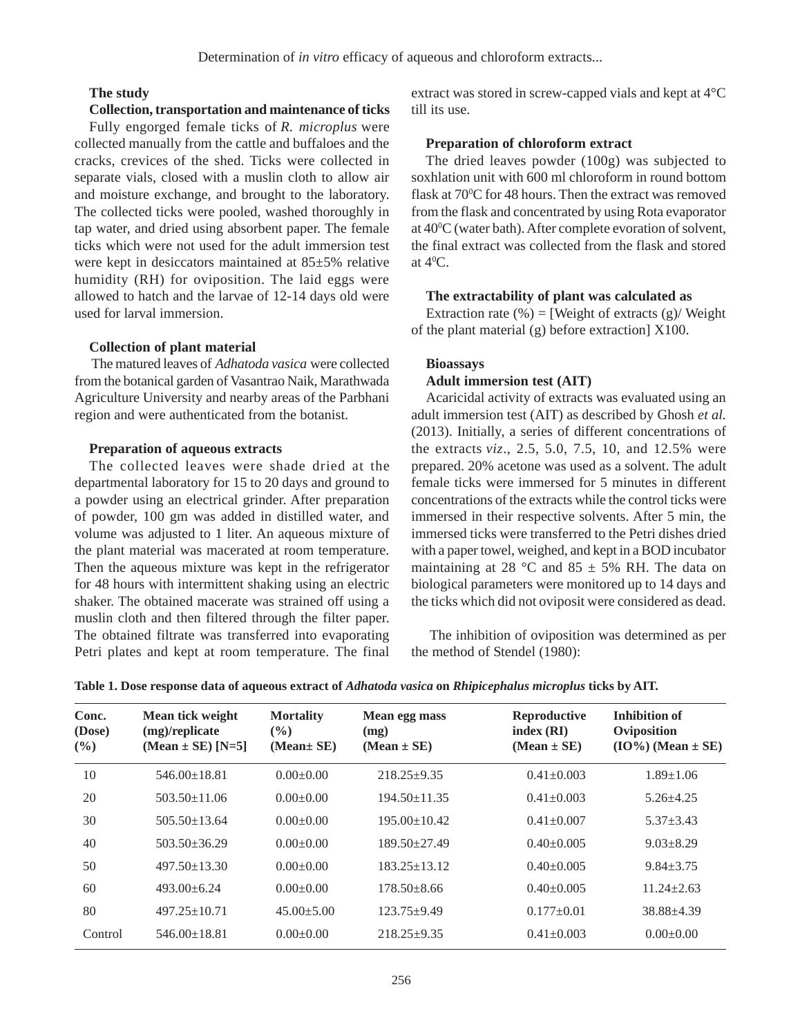**The study**

**Collection, transportation and maintenance of ticks**

Fully engorged female ticks of *R. microplus* were collected manually from the cattle and buffaloes and the cracks, crevices of the shed. Ticks were collected in separate vials, closed with a muslin cloth to allow air and moisture exchange, and brought to the laboratory. The collected ticks were pooled, washed thoroughly in tap water, and dried using absorbent paper. The female ticks which were not used for the adult immersion test were kept in desiccators maintained at 85±5% relative humidity (RH) for oviposition. The laid eggs were allowed to hatch and the larvae of 12-14 days old were used for larval immersion.

**Collection of plant material**

The matured leaves of *Adhatoda vasica* were collected from the botanical garden of Vasantrao Naik, Marathwada Agriculture University and nearby areas of the Parbhani region and were authenticated from the botanist.

**Preparation of aqueous extracts**

The collected leaves were shade dried at the departmental laboratory for 15 to 20 days and ground to a powder using an electrical grinder. After preparation of powder, 100 gm was added in distilled water, and volume was adjusted to 1 liter. An aqueous mixture of the plant material was macerated at room temperature. Then the aqueous mixture was kept in the refrigerator for 48 hours with intermittent shaking using an electric shaker. The obtained macerate was strained off using a muslin cloth and then filtered through the filter paper. The obtained filtrate was transferred into evaporating Petri plates and kept at room temperature. The final extract was stored in screw-capped vials and kept at 4°C till its use.

**Preparation of chloroform extract**

The dried leaves powder (100g) was subjected to soxhlation unit with 600 ml chloroform in round bottom flask at 70$^0$C for 48 hours. Then the extract was removed from the flask and concentrated by using Rota evaporator at 40$^0$C (water bath). After complete evoration of solvent, the final extract was collected from the flask and stored at 4$^0$C.

**The extractability of plant was calculated as**

Extraction rate (%) = [Weight of extracts (g)/ Weight of the plant material (g) before extraction] X100.

**Bioassays**

**Adult immersion test (AIT)**

Acaricidal activity of extracts was evaluated using an adult immersion test (AIT) as described by Ghosh *et al.* (2013). Initially, a series of different concentrations of the extracts *viz*., 2.5, 5.0, 7.5, 10, and 12.5% were prepared. 20% acetone was used as a solvent. The adult female ticks were immersed for 5 minutes in different concentrations of the extracts while the control ticks were immersed in their respective solvents. After 5 min, the immersed ticks were transferred to the Petri dishes dried with a paper towel, weighed, and kept in a BOD incubator maintaining at 28 °C and 85 ± 5% RH. The data on biological parameters were monitored up to 14 days and the ticks which did not oviposit were considered as dead.

The inhibition of oviposition was determined as per the method of Stendel (1980):

**Table 1. Dose response data of aqueous extract of *Adhatoda vasica* on *Rhipicephalus microplus* ticks by AIT.**

| Conc. (Dose) (%) | Mean tick weight (mg)/replicate (Mean ± SE) [N=5] | Mortality (%) (Mean± SE) | Mean egg mass (mg) (Mean ± SE) | Reproductive index (RI) (Mean ± SE) | Inhibition of Oviposition (IO%) (Mean ± SE) |
|---|---|---|---|---|---|
| 10 | 546.00±18.81 | 0.00±0.00 | 218.25±9.35 | 0.41±0.003 | 1.89±1.06 |
| 20 | 503.50±11.06 | 0.00±0.00 | 194.50±11.35 | 0.41±0.003 | 5.26±4.25 |
| 30 | 505.50±13.64 | 0.00±0.00 | 195.00±10.42 | 0.41±0.007 | 5.37±3.43 |
| 40 | 503.50±36.29 | 0.00±0.00 | 189.50±27.49 | 0.40±0.005 | 9.03±8.29 |
| 50 | 497.50±13.30 | 0.00±0.00 | 183.25±13.12 | 0.40±0.005 | 9.84±3.75 |
| 60 | 493.00±6.24 | 0.00±0.00 | 178.50±8.66 | 0.40±0.005 | 11.24±2.63 |
| 80 | 497.25±10.71 | 45.00±5.00 | 123.75±9.49 | 0.177±0.01 | 38.88±4.39 |
| Control | 546.00±18.81 | 0.00±0.00 | 218.25±9.35 | 0.41±0.003 | 0.00±0.00 |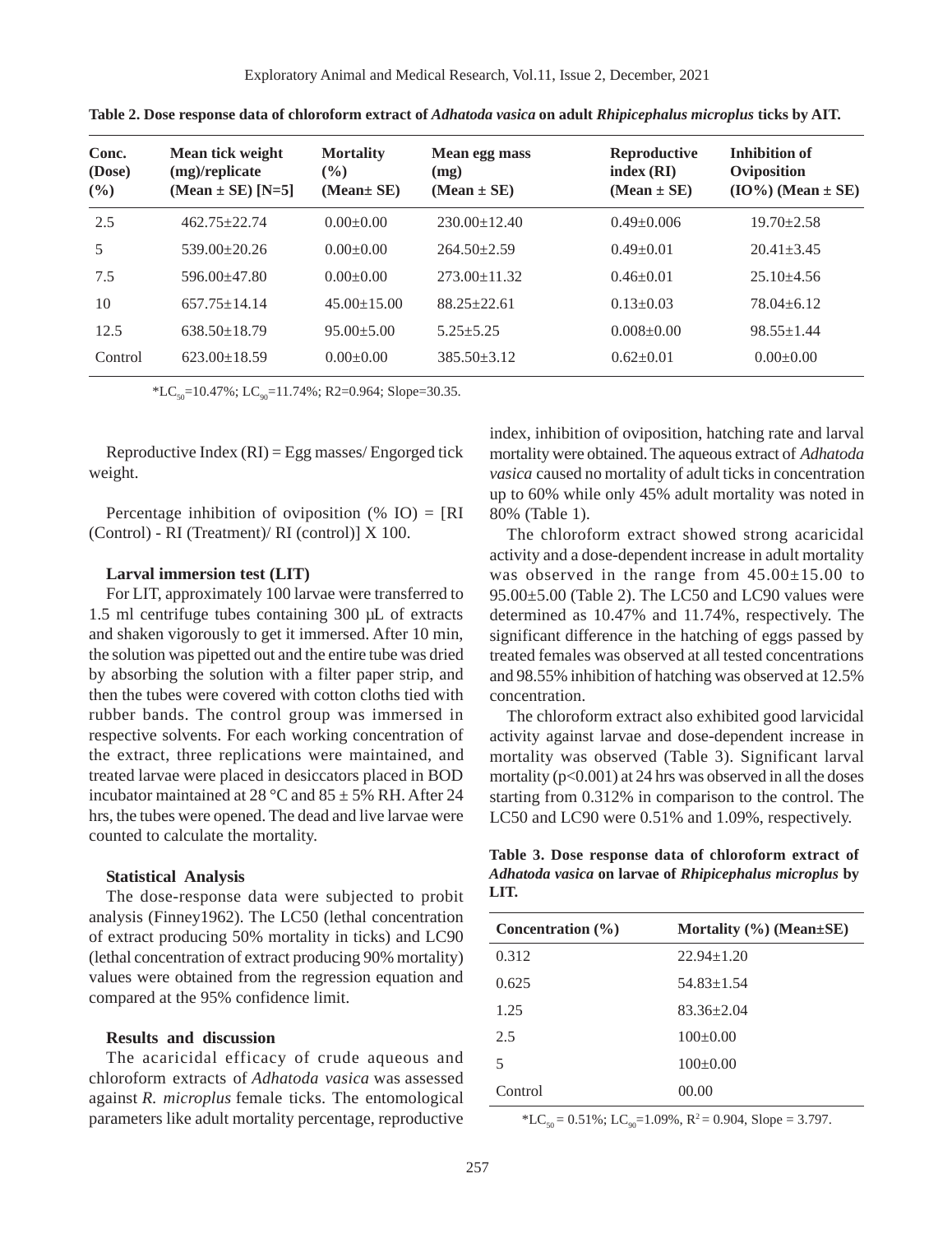**Table 2. Dose response data of chloroform extract of *Adhatoda vasica* on adult *Rhipicephalus microplus* ticks by AIT.**

| Conc. (Dose) (%) | Mean tick weight (mg)/replicate (Mean ± SE) [N=5] | Mortality (%) (Mean± SE) | Mean egg mass (mg) (Mean ± SE) | Reproductive index (RI) (Mean ± SE) | Inhibition of Oviposition (IO%) (Mean ± SE) |
|---|---|---|---|---|---|
| 2.5 | 462.75±22.74 | 0.00±0.00 | 230.00±12.40 | 0.49±0.006 | 19.70±2.58 |
| 5 | 539.00±20.26 | 0.00±0.00 | 264.50±2.59 | 0.49±0.01 | 20.41±3.45 |
| 7.5 | 596.00±47.80 | 0.00±0.00 | 273.00±11.32 | 0.46±0.01 | 25.10±4.56 |
| 10 | 657.75±14.14 | 45.00±15.00 | 88.25±22.61 | 0.13±0.03 | 78.04±6.12 |
| 12.5 | 638.50±18.79 | 95.00±5.00 | 5.25±5.25 | 0.008±0.00 | 98.55±1.44 |
| Control | 623.00±18.59 | 0.00±0.00 | 385.50±3.12 | 0.62±0.01 | 0.00±0.00 |

*$LC_{50}$=10.47%; $LC_{90}$=11.74%; R2=0.964; Slope=30.35.

Reproductive Index (RI) = Egg masses/ Engorged tick weight.

Percentage inhibition of oviposition (% IO) = [RI (Control) - RI (Treatment)/ RI (control)] X 100.

### Larval immersion test (LIT)

For LIT, approximately 100 larvae were transferred to 1.5 ml centrifuge tubes containing 300 µL of extracts and shaken vigorously to get it immersed. After 10 min, the solution was pipetted out and the entire tube was dried by absorbing the solution with a filter paper strip, and then the tubes were covered with cotton cloths tied with rubber bands. The control group was immersed in respective solvents. For each working concentration of the extract, three replications were maintained, and treated larvae were placed in desiccators placed in BOD incubator maintained at 28 °C and 85 ± 5% RH. After 24 hrs, the tubes were opened. The dead and live larvae were counted to calculate the mortality.

### Statistical Analysis

The dose-response data were subjected to probit analysis (Finney1962). The LC50 (lethal concentration of extract producing 50% mortality in ticks) and LC90 (lethal concentration of extract producing 90% mortality) values were obtained from the regression equation and compared at the 95% confidence limit.

## Results and discussion

The acaricidal efficacy of crude aqueous and chloroform extracts of *Adhatoda vasica* was assessed against *R. microplus* female ticks. The entomological parameters like adult mortality percentage, reproductive index, inhibition of oviposition, hatching rate and larval mortality were obtained. The aqueous extract of *Adhatoda vasica* caused no mortality of adult ticks in concentration up to 60% while only 45% adult mortality was noted in 80% (Table 1).

The chloroform extract showed strong acaricidal activity and a dose-dependent increase in adult mortality was observed in the range from 45.00±15.00 to 95.00±5.00 (Table 2). The LC50 and LC90 values were determined as 10.47% and 11.74%, respectively. The significant difference in the hatching of eggs passed by treated females was observed at all tested concentrations and 98.55% inhibition of hatching was observed at 12.5% concentration.

The chloroform extract also exhibited good larvicidal activity against larvae and dose-dependent increase in mortality was observed (Table 3). Significant larval mortality ($p<0.001$) at 24 hrs was observed in all the doses starting from 0.312% in comparison to the control. The LC50 and LC90 were 0.51% and 1.09%, respectively.

**Table 3. Dose response data of chloroform extract of *Adhatoda vasica* on larvae of *Rhipicephalus microplus* by LIT.**

| Concentration (%) | Mortality (%) (Mean±SE) |
|---|---|
| 0.312 | 22.94±1.20 |
| 0.625 | 54.83±1.54 |
| 1.25 | 83.36±2.04 |
| 2.5 | 100±0.00 |
| 5 | 100±0.00 |
| Control | 00.00 |

*$LC_{50}$ = 0.51%; $LC_{90}$=1.09%, $R^2$ = 0.904, Slope = 3.797.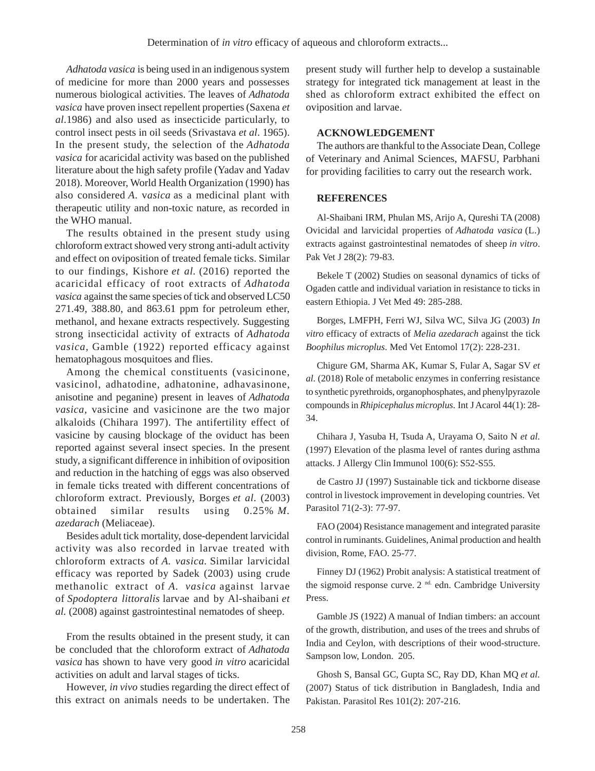*Adhatoda vasica* is being used in an indigenous system of medicine for more than 2000 years and possesses numerous biological activities. The leaves of *Adhatoda vasica* have proven insect repellent properties (Saxena *et al*.1986) and also used as insecticide particularly, to control insect pests in oil seeds (Srivastava *et al*. 1965). In the present study, the selection of the *Adhatoda vasica* for acaricidal activity was based on the published literature about the high safety profile (Yadav and Yadav 2018). Moreover, World Health Organization (1990) has also considered *A*. v*asica* as a medicinal plant with therapeutic utility and non-toxic nature, as recorded in the WHO manual.

The results obtained in the present study using chloroform extract showed very strong anti-adult activity and effect on oviposition of treated female ticks. Similar to our findings, Kishore *et al*. (2016) reported the acaricidal efficacy of root extracts of *Adhatoda vasica* against the same species of tick and observed LC50 271.49, 388.80, and 863.61 ppm for petroleum ether, methanol, and hexane extracts respectively. Suggesting strong insecticidal activity of extracts of *Adhatoda vasica*, Gamble (1922) reported efficacy against hematophagous mosquitoes and flies.

Among the chemical constituents (vasicinone, vasicinol, adhatodine, adhatonine, adhavasinone, anisotine and peganine) present in leaves of *Adhatoda vasica*, vasicine and vasicinone are the two major alkaloids (Chihara 1997). The antifertility effect of vasicine by causing blockage of the oviduct has been reported against several insect species. In the present study, a significant difference in inhibition of oviposition and reduction in the hatching of eggs was also observed in female ticks treated with different concentrations of chloroform extract. Previously, Borges *et al*. (2003) obtained similar results using 0.25% *M. azedarach* (Meliaceae).

Besides adult tick mortality, dose-dependent larvicidal activity was also recorded in larvae treated with chloroform extracts of *A. vasica*. Similar larvicidal efficacy was reported by Sadek (2003) using crude methanolic extract of *A. vasica* against larvae of *Spodoptera littoralis* larvae and by Al-shaibani *et al.* (2008) against gastrointestinal nematodes of sheep.

From the results obtained in the present study, it can be concluded that the chloroform extract of *Adhatoda vasica* has shown to have very good *in vitro* acaricidal activities on adult and larval stages of ticks.

However, *in vivo* studies regarding the direct effect of this extract on animals needs to be undertaken. The present study will further help to develop a sustainable strategy for integrated tick management at least in the shed as chloroform extract exhibited the effect on oviposition and larvae.

## ACKNOWLEDGEMENT

The authors are thankful to the Associate Dean, College of Veterinary and Animal Sciences, MAFSU, Parbhani for providing facilities to carry out the research work.

## REFERENCES

Al-Shaibani IRM, Phulan MS, Arijo A, Qureshi TA (2008) Ovicidal and larvicidal properties of *Adhatoda vasica* (L.) extracts against gastrointestinal nematodes of sheep *in vitro*. Pak Vet J 28(2): 79-83.

Bekele T (2002) Studies on seasonal dynamics of ticks of Ogaden cattle and individual variation in resistance to ticks in eastern Ethiopia. J Vet Med 49: 285-288.

Borges, LMFPH, Ferri WJ, Silva WC, Silva JG (2003) *In vitro* efficacy of extracts of *Melia azedarach* against the tick *Boophilus microplus*. Med Vet Entomol 17(2): 228-231.

Chigure GM, Sharma AK, Kumar S, Fular A, Sagar SV *et al.* (2018) Role of metabolic enzymes in conferring resistance to synthetic pyrethroids, organophosphates, and phenylpyrazole compounds in *Rhipicephalus microplus.* Int J Acarol 44(1): 28-34.

Chihara J, Yasuba H, Tsuda A, Urayama O, Saito N *et al.* (1997) Elevation of the plasma level of rantes during asthma attacks. J Allergy Clin Immunol 100(6): S52-S55.

de Castro JJ (1997) Sustainable tick and tickborne disease control in livestock improvement in developing countries. Vet Parasitol 71(2-3): 77-97.

FAO (2004) Resistance management and integrated parasite control in ruminants. Guidelines, Animal production and health division, Rome, FAO. 25-77.

Finney DJ (1962) Probit analysis: A statistical treatment of the sigmoid response curve. 2 nd. edn. Cambridge University Press.

Gamble JS (1922) A manual of Indian timbers: an account of the growth, distribution, and uses of the trees and shrubs of India and Ceylon, with descriptions of their wood-structure. Sampson low, London. 205.

Ghosh S, Bansal GC, Gupta SC, Ray DD, Khan MQ *et al.* (2007) Status of tick distribution in Bangladesh, India and Pakistan. Parasitol Res 101(2): 207-216.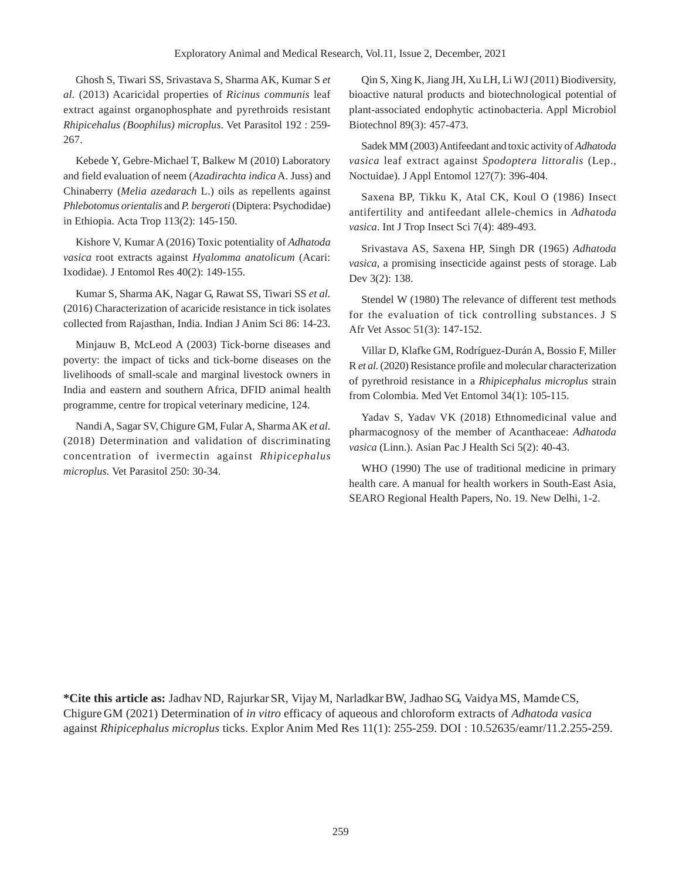Ghosh S, Tiwari SS, Srivastava S, Sharma AK, Kumar S *et al.* (2013) Acaricidal properties of *Ricinus communis* leaf extract against organophosphate and pyrethroids resistant *Rhipicehalus (Boophilus) microplus*. Vet Parasitol 192 : 259-267.

Kebede Y, Gebre-Michael T, Balkew M (2010) Laboratory and field evaluation of neem (*Azadirachta indica* A. Juss) and Chinaberry (*Melia azedarach* L.) oils as repellents against *Phlebotomus orientalis* and *P. bergeroti* (Diptera: Psychodidae) in Ethiopia. Acta Trop 113(2): 145-150.

Kishore V, Kumar A (2016) Toxic potentiality of *Adhatoda vasica* root extracts against *Hyalomma anatolicum* (Acari: Ixodidae). J Entomol Res 40(2): 149-155.

Kumar S, Sharma AK, Nagar G, Rawat SS, Tiwari SS *et al.* (2016) Characterization of acaricide resistance in tick isolates collected from Rajasthan, India. Indian J Anim Sci 86: 14-23.

Minjauw B, McLeod A (2003) Tick-borne diseases and poverty: the impact of ticks and tick-borne diseases on the livelihoods of small-scale and marginal livestock owners in India and eastern and southern Africa, DFID animal health programme, centre for tropical veterinary medicine, 124.

Nandi A, Sagar SV, Chigure GM, Fular A, Sharma AK *et al.* (2018) Determination and validation of discriminating concentration of ivermectin against *Rhipicephalus microplus.* Vet Parasitol 250: 30-34.

Qin S, Xing K, Jiang JH, Xu LH, Li WJ (2011) Biodiversity, bioactive natural products and biotechnological potential of plant-associated endophytic actinobacteria. Appl Microbiol Biotechnol 89(3): 457-473.

Sadek MM (2003) Antifeedant and toxic activity of *Adhatoda vasica* leaf extract against *Spodoptera littoralis* (Lep., Noctuidae). J Appl Entomol 127(7): 396-404.

Saxena BP, Tikku K, Atal CK, Koul O (1986) Insect antifertility and antifeedant allele-chemics in *Adhatoda vasica*. Int J Trop Insect Sci 7(4): 489-493.

Srivastava AS, Saxena HP, Singh DR (1965) *Adhatoda vasica*, a promising insecticide against pests of storage. Lab Dev 3(2): 138.

Stendel W (1980) The relevance of different test methods for the evaluation of tick controlling substances. J S Afr Vet Assoc 51(3): 147-152.

Villar D, Klafke GM, Rodríguez-Durán A, Bossio F, Miller R *et al.* (2020) Resistance profile and molecular characterization of pyrethroid resistance in a *Rhipicephalus microplus* strain from Colombia. Med Vet Entomol 34(1): 105-115.

Yadav S, Yadav VK (2018) Ethnomedicinal value and pharmacognosy of the member of Acanthaceae: *Adhatoda vasica* (Linn.). Asian Pac J Health Sci 5(2): 40-43.

WHO (1990) The use of traditional medicine in primary health care. A manual for health workers in South-East Asia, SEARO Regional Health Papers, No. 19. New Delhi, 1-2.

**\*Cite this article as:** Jadhav ND, Rajurkar SR, Vijay M, Narladkar BW, Jadhao SG, Vaidya MS, Mamde CS, Chigure GM (2021) Determination of *in vitro* efficacy of aqueous and chloroform extracts of *Adhatoda vasica* against *Rhipicephalus microplus* ticks. Explor Anim Med Res 11(1): 255-259. DOI : 10.52635/eamr/11.2.255-259.